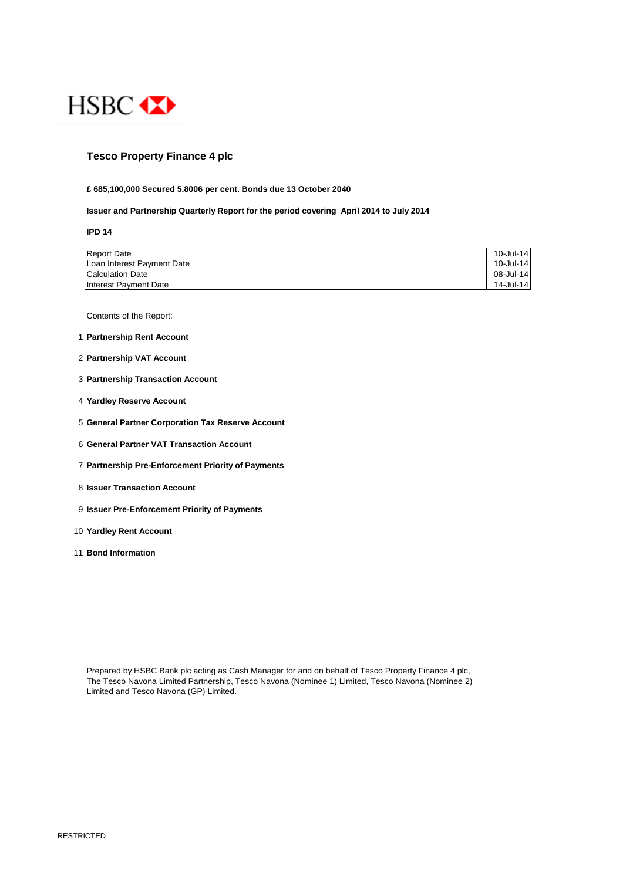HSBC

# Tesco Property Finance 4 plc

**£ 685,100,000 Secured 5.8006 per cent. Bonds due 13 October 2040**

**Issuer and Partnership Quarterly Report for the period covering April 2014 to July 2014**

**IPD 14**

| | |
|---|---|
| Report Date | 10-Jul-14 |
| Loan Interest Payment Date | 10-Jul-14 |
| Calculation Date | 08-Jul-14 |
| Interest Payment Date | 14-Jul-14 |

Contents of the Report:

1. **Partnership Rent Account**
2. **Partnership VAT Account**
3. **Partnership Transaction Account**
4. **Yardley Reserve Account**
5. **General Partner Corporation Tax Reserve Account**
6. **General Partner VAT Transaction Account**
7. **Partnership Pre-Enforcement Priority of Payments**
8. **Issuer Transaction Account**
9. **Issuer Pre-Enforcement Priority of Payments**
10. **Yardley Rent Account**
11. **Bond Information**

Prepared by HSBC Bank plc acting as Cash Manager for and on behalf of Tesco Property Finance 4 plc, The Tesco Navona Limited Partnership, Tesco Navona (Nominee 1) Limited, Tesco Navona (Nominee 2) Limited and Tesco Navona (GP) Limited.

RESTRICTED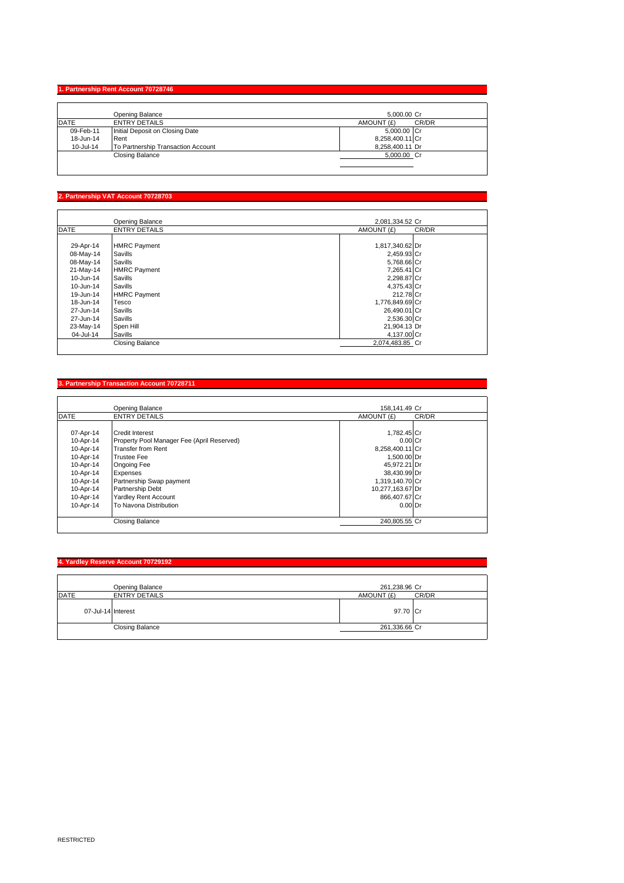## 1. Partnership Rent Account 70728746

| DATE | ENTRY DETAILS | AMOUNT (£) | CR/DR |
|---|---|---|---|
| | Opening Balance | 5,000.00 | Cr |
| 09-Feb-11 | Initial Deposit on Closing Date | 5,000.00 | Cr |
| 18-Jun-14 | Rent | 8,258,400.11 | Cr |
| 10-Jul-14 | To Partnership Transaction Account | 8,258,400.11 | Dr |
| | Closing Balance | 5,000.00 | Cr |

## 2. Partnership VAT Account 70728703

| DATE | ENTRY DETAILS | AMOUNT (£) | CR/DR |
|---|---|---|---|
| | Opening Balance | 2,081,334.52 | Cr |
| 29-Apr-14 | HMRC Payment | 1,817,340.62 | Dr |
| 08-May-14 | Savills | 2,459.93 | Cr |
| 08-May-14 | Savills | 5,768.66 | Cr |
| 21-May-14 | HMRC Payment | 7,265.41 | Cr |
| 10-Jun-14 | Savills | 2,298.87 | Cr |
| 10-Jun-14 | Savills | 4,375.43 | Cr |
| 19-Jun-14 | HMRC Payment | 212.78 | Cr |
| 18-Jun-14 | Tesco | 1,776,849.69 | Cr |
| 27-Jun-14 | Savills | 26,490.01 | Cr |
| 27-Jun-14 | Savills | 2,536.30 | Cr |
| 23-May-14 | Spen Hill | 21,904.13 | Dr |
| 04-Jul-14 | Savills | 4,137.00 | Cr |
| | Closing Balance | 2,074,483.85 | Cr |

## 3. Partnership Transaction Account 70728711

| DATE | ENTRY DETAILS | AMOUNT (£) | CR/DR |
|---|---|---|---|
| | Opening Balance | 158,141.49 | Cr |
| 07-Apr-14 | Credit Interest | 1,782.45 | Cr |
| 10-Apr-14 | Property Pool Manager Fee (April Reserved) | 0.00 | Cr |
| 10-Apr-14 | Transfer from Rent | 8,258,400.11 | Cr |
| 10-Apr-14 | Trustee Fee | 1,500.00 | Dr |
| 10-Apr-14 | Ongoing Fee | 45,972.21 | Dr |
| 10-Apr-14 | Expenses | 38,430.99 | Dr |
| 10-Apr-14 | Partnership Swap payment | 1,319,140.70 | Cr |
| 10-Apr-14 | Partnership Debt | 10,277,163.67 | Dr |
| 10-Apr-14 | Yardley Rent Account | 866,407.67 | Cr |
| 10-Apr-14 | To Navona Distribution | 0.00 | Dr |
| | Closing Balance | 240,805.55 | Cr |

## 4. Yardley Reserve Account 70729192

| DATE | ENTRY DETAILS | AMOUNT (£) | CR/DR |
|---|---|---|---|
| | Opening Balance | 261,238.96 | Cr |
| 07-Jul-14 | Interest | 97.70 | Cr |
| | Closing Balance | 261,336.66 | Cr |

RESTRICTED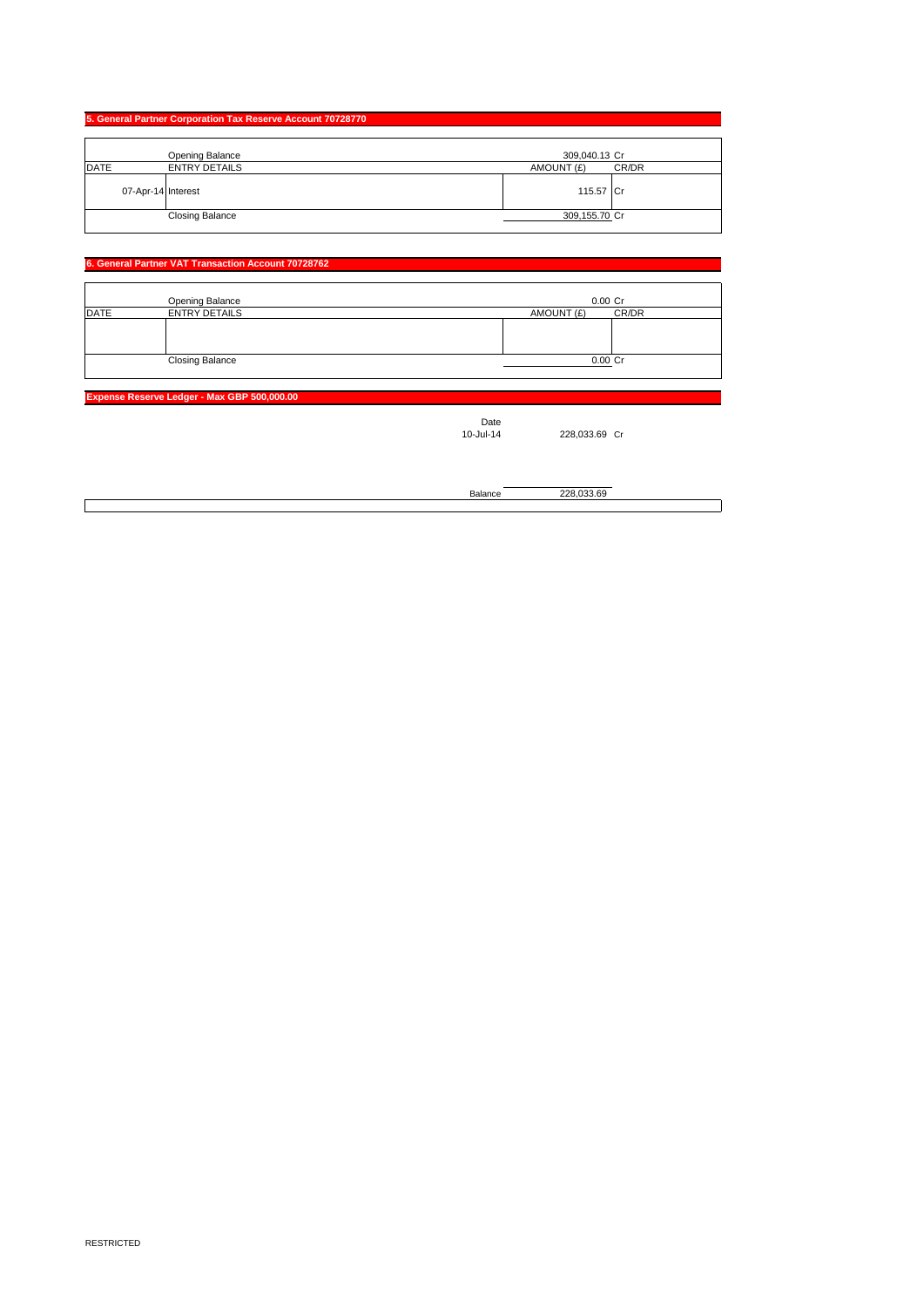## 5. General Partner Corporation Tax Reserve Account 70728770

| DATE | ENTRY DETAILS | AMOUNT (£) | CR/DR |
|---|---|---|---|
| | Opening Balance | 309,040.13 | Cr |
| 07-Apr-14 | Interest | 115.57 | Cr |
| | Closing Balance | 309,155.70 | Cr |

## 6. General Partner VAT Transaction Account 70728762

| DATE | ENTRY DETAILS | AMOUNT (£) | CR/DR |
|---|---|---|---|
| | Opening Balance | 0.00 | Cr |
| | | | |
| | Closing Balance | 0.00 | Cr |

## Expense Reserve Ledger - Max GBP 500,000.00

| Date | | |
|---|---|---|
| 10-Jul-14 | 228,033.69 | Cr |
| Balance | 228,033.69 | |

RESTRICTED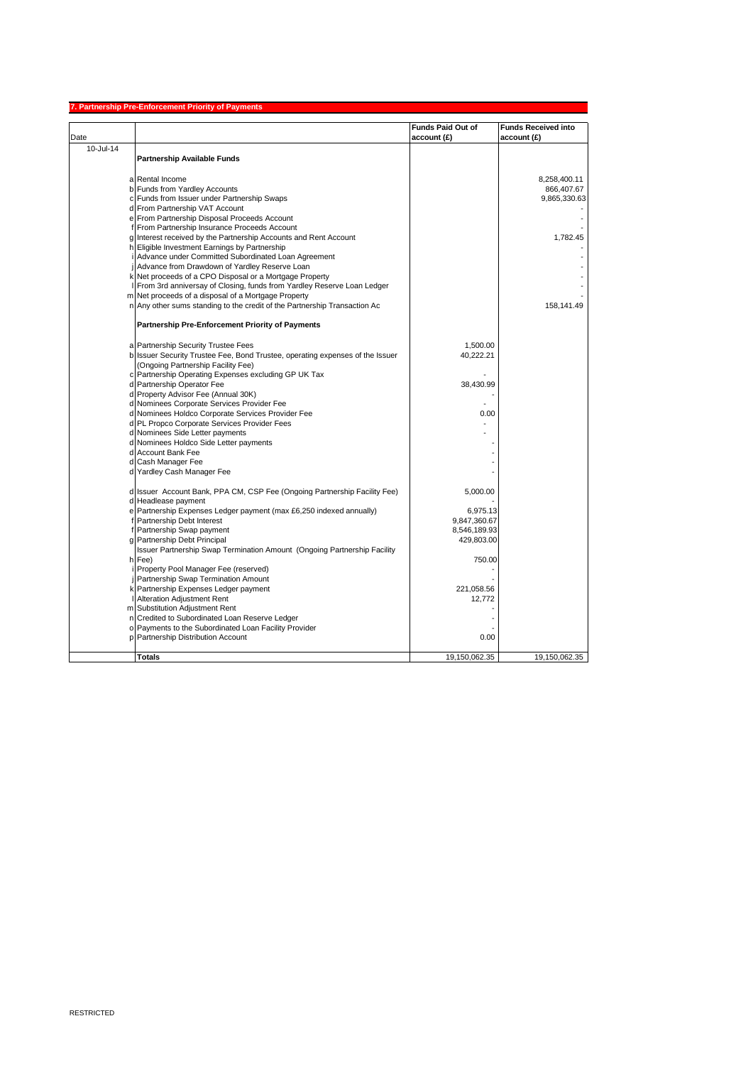## 7. Partnership Pre-Enforcement Priority of Payments

| Date | | | Funds Paid Out of account (£) | Funds Received into account (£) |
|---|---|---|---|---|
| 10-Jul-14 | | **Partnership Available Funds** | | |
| | a | Rental Income | | 8,258,400.11 |
| | b | Funds from Yardley Accounts | | 866,407.67 |
| | c | Funds from Issuer under Partnership Swaps | | 9,865,330.63 |
| | d | From Partnership VAT Account | | - |
| | e | From Partnership Disposal Proceeds Account | | - |
| | f | From Partnership Insurance Proceeds Account | | - |
| | g | Interest received by the Partnership Accounts and Rent Account | | 1,782.45 |
| | h | Eligible Investment Earnings by Partnership | | - |
| | i | Advance under Committed Subordinated Loan Agreement | | - |
| | j | Advance from Drawdown of Yardley Reserve Loan | | - |
| | k | Net proceeds of a CPO Disposal or a Mortgage Property | | - |
| | l | From 3rd anniversay of Closing, funds from Yardley Reserve Loan Ledger | | - |
| | m | Net proceeds of a disposal of a Mortgage Property | | - |
| | n | Any other sums standing to the credit of the Partnership Transaction Ac | | 158,141.49 |
| | | **Partnership Pre-Enforcement Priority of Payments** | | |
| | a | Partnership Security Trustee Fees | 1,500.00 | |
| | b | Issuer Security Trustee Fee, Bond Trustee, operating expenses of the Issuer (Ongoing Partnership Facility Fee) | 40,222.21 | |
| | c | Partnership Operating Expenses excluding GP UK Tax | - | |
| | d | Partnership Operator Fee | 38,430.99 | |
| | d | Property Advisor Fee (Annual 30K) | - | |
| | d | Nominees Corporate Services Provider Fee | - | |
| | d | Nominees Holdco Corporate Services Provider Fee | 0.00 | |
| | d | PL Propco Corporate Services Provider Fees | - | |
| | d | Nominees Side Letter payments | - | |
| | d | Nominees Holdco Side Letter payments | - | |
| | d | Account Bank Fee | - | |
| | d | Cash Manager Fee | - | |
| | d | Yardley Cash Manager Fee | - | |
| | d | Issuer Account Bank, PPA CM, CSP Fee (Ongoing Partnership Facility Fee) | 5,000.00 | |
| | d | Headlease payment | - | |
| | e | Partnership Expenses Ledger payment (max £6,250 indexed annually) | 6,975.13 | |
| | f | Partnership Debt Interest | 9,847,360.67 | |
| | f | Partnership Swap payment | 8,546,189.93 | |
| | g | Partnership Debt Principal | 429,803.00 | |
| | h | Issuer Partnership Swap Termination Amount (Ongoing Partnership Facility Fee) | 750.00 | |
| | i | Property Pool Manager Fee (reserved) | - | |
| | j | Partnership Swap Termination Amount | - | |
| | k | Partnership Expenses Ledger payment | 221,058.56 | |
| | l | Alteration Adjustment Rent | 12,772 | |
| | m | Substitution Adjustment Rent | - | |
| | n | Credited to Subordinated Loan Reserve Ledger | - | |
| | o | Payments to the Subordinated Loan Facility Provider | - | |
| | p | Partnership Distribution Account | 0.00 | |
| | | **Totals** | 19,150,062.35 | 19,150,062.35 |

RESTRICTED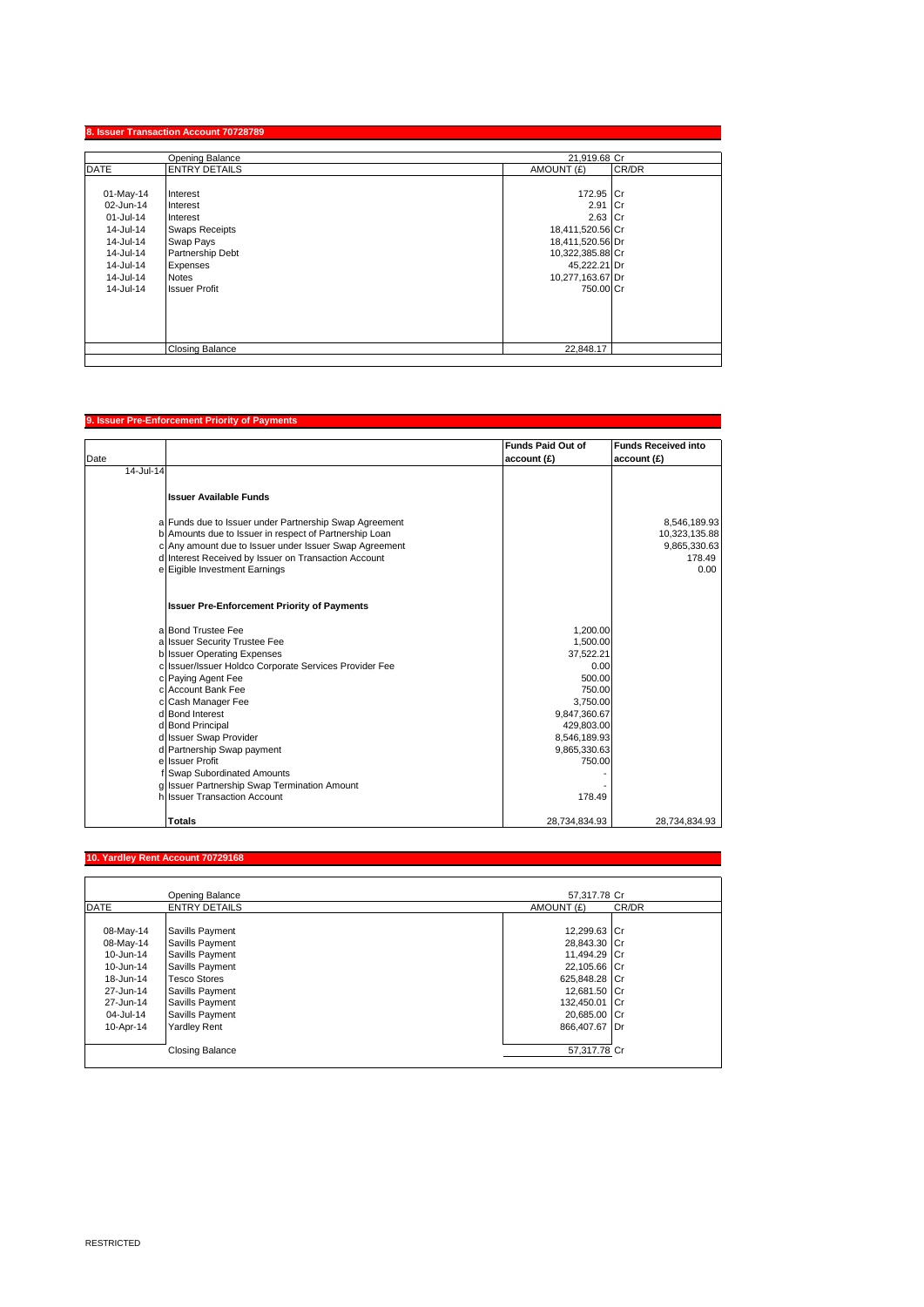## 8. Issuer Transaction Account 70728789

| DATE | ENTRY DETAILS | AMOUNT (£) | CR/DR |
|---|---|---|---|
| | Opening Balance | 21,919.68 | Cr |
| 01-May-14 | Interest | 172.95 | Cr |
| 02-Jun-14 | Interest | 2.91 | Cr |
| 01-Jul-14 | Interest | 2.63 | Cr |
| 14-Jul-14 | Swaps Receipts | 18,411,520.56 | Cr |
| 14-Jul-14 | Swap Pays | 18,411,520.56 | Dr |
| 14-Jul-14 | Partnership Debt | 10,322,385.88 | Cr |
| 14-Jul-14 | Expenses | 45,222.21 | Dr |
| 14-Jul-14 | Notes | 10,277,163.67 | Dr |
| 14-Jul-14 | Issuer Profit | 750.00 | Cr |
| | Closing Balance | 22,848.17 | |

## 9. Issuer Pre-Enforcement Priority of Payments

| Date | | | Funds Paid Out of account (£) | Funds Received into account (£) |
|---|---|---|---|---|
| 14-Jul-14 | | | | |
| | | **Issuer Available Funds** | | |
| | a | Funds due to Issuer under Partnership Swap Agreement | | 8,546,189.93 |
| | b | Amounts due to Issuer in respect of Partnership Loan | | 10,323,135.88 |
| | c | Any amount due to Issuer under Issuer Swap Agreement | | 9,865,330.63 |
| | d | Interest Received by Issuer on Transaction Account | | 178.49 |
| | e | Eigible Investment Earnings | | 0.00 |
| | | **Issuer Pre-Enforcement Priority of Payments** | | |
| | a | Bond Trustee Fee | 1,200.00 | |
| | a | Issuer Security Trustee Fee | 1,500.00 | |
| | b | Issuer Operating Expenses | 37,522.21 | |
| | c | Issuer/Issuer Holdco Corporate Services Provider Fee | 0.00 | |
| | c | Paying Agent Fee | 500.00 | |
| | c | Account Bank Fee | 750.00 | |
| | c | Cash Manager Fee | 3,750.00 | |
| | d | Bond Interest | 9,847,360.67 | |
| | d | Bond Principal | 429,803.00 | |
| | d | Issuer Swap Provider | 8,546,189.93 | |
| | d | Partnership Swap payment | 9,865,330.63 | |
| | e | Issuer Profit | 750.00 | |
| | f | Swap Subordinated Amounts | - | |
| | g | Issuer Partnership Swap Termination Amount | - | |
| | h | Issuer Transaction Account | 178.49 | |
| | | **Totals** | 28,734,834.93 | 28,734,834.93 |

## 10. Yardley Rent Account 70729168

| DATE | ENTRY DETAILS | AMOUNT (£) | CR/DR |
|---|---|---|---|
| | Opening Balance | 57,317.78 | Cr |
| 08-May-14 | Savills Payment | 12,299.63 | Cr |
| 08-May-14 | Savills Payment | 28,843.30 | Cr |
| 10-Jun-14 | Savills Payment | 11,494.29 | Cr |
| 10-Jun-14 | Savills Payment | 22,105.66 | Cr |
| 18-Jun-14 | Tesco Stores | 625,848.28 | Cr |
| 27-Jun-14 | Savills Payment | 12,681.50 | Cr |
| 27-Jun-14 | Savills Payment | 132,450.01 | Cr |
| 04-Jul-14 | Savills Payment | 20,685.00 | Cr |
| 10-Apr-14 | Yardley Rent | 866,407.67 | Dr |
| | Closing Balance | 57,317.78 | Cr |

RESTRICTED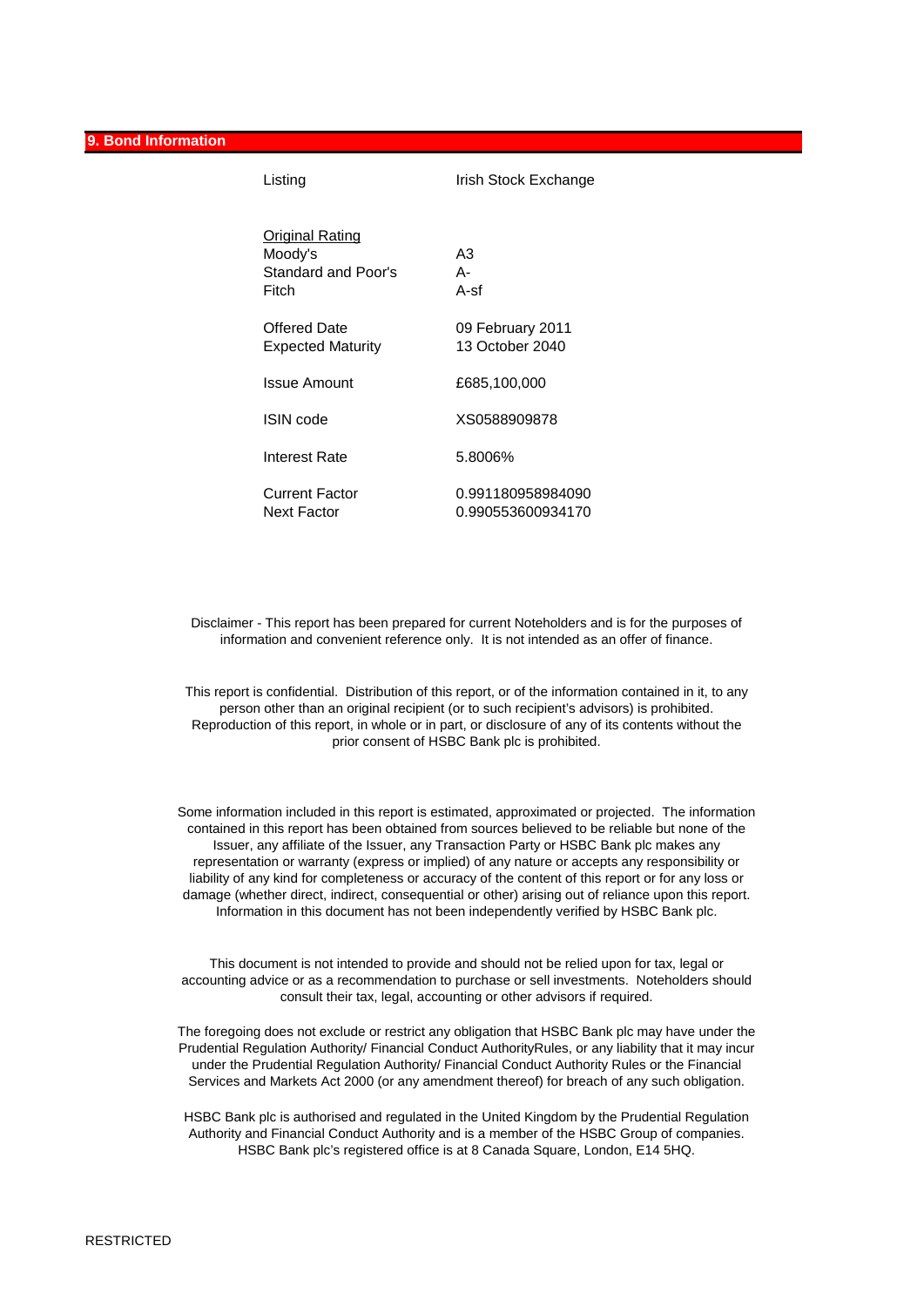## 9. Bond Information

| | |
|---|---|
| Listing | Irish Stock Exchange |
| <u>Original Rating</u> | |
| Moody's | A3 |
| Standard and Poor's | A- |
| Fitch | A-sf |
| Offered Date | 09 February 2011 |
| Expected Maturity | 13 October 2040 |
| Issue Amount | £685,100,000 |
| ISIN code | XS0588909878 |
| Interest Rate | 5.8006% |
| Current Factor | 0.991180958984090 |
| Next Factor | 0.990553600934170 |

Disclaimer - This report has been prepared for current Noteholders and is for the purposes of information and convenient reference only. It is not intended as an offer of finance.

This report is confidential. Distribution of this report, or of the information contained in it, to any person other than an original recipient (or to such recipient's advisors) is prohibited. Reproduction of this report, in whole or in part, or disclosure of any of its contents without the prior consent of HSBC Bank plc is prohibited.

Some information included in this report is estimated, approximated or projected. The information contained in this report has been obtained from sources believed to be reliable but none of the Issuer, any affiliate of the Issuer, any Transaction Party or HSBC Bank plc makes any representation or warranty (express or implied) of any nature or accepts any responsibility or liability of any kind for completeness or accuracy of the content of this report or for any loss or damage (whether direct, indirect, consequential or other) arising out of reliance upon this report. Information in this document has not been independently verified by HSBC Bank plc.

This document is not intended to provide and should not be relied upon for tax, legal or accounting advice or as a recommendation to purchase or sell investments. Noteholders should consult their tax, legal, accounting or other advisors if required.

The foregoing does not exclude or restrict any obligation that HSBC Bank plc may have under the Prudential Regulation Authority/ Financial Conduct AuthorityRules, or any liability that it may incur under the Prudential Regulation Authority/ Financial Conduct Authority Rules or the Financial Services and Markets Act 2000 (or any amendment thereof) for breach of any such obligation.

HSBC Bank plc is authorised and regulated in the United Kingdom by the Prudential Regulation Authority and Financial Conduct Authority and is a member of the HSBC Group of companies. HSBC Bank plc's registered office is at 8 Canada Square, London, E14 5HQ.

RESTRICTED